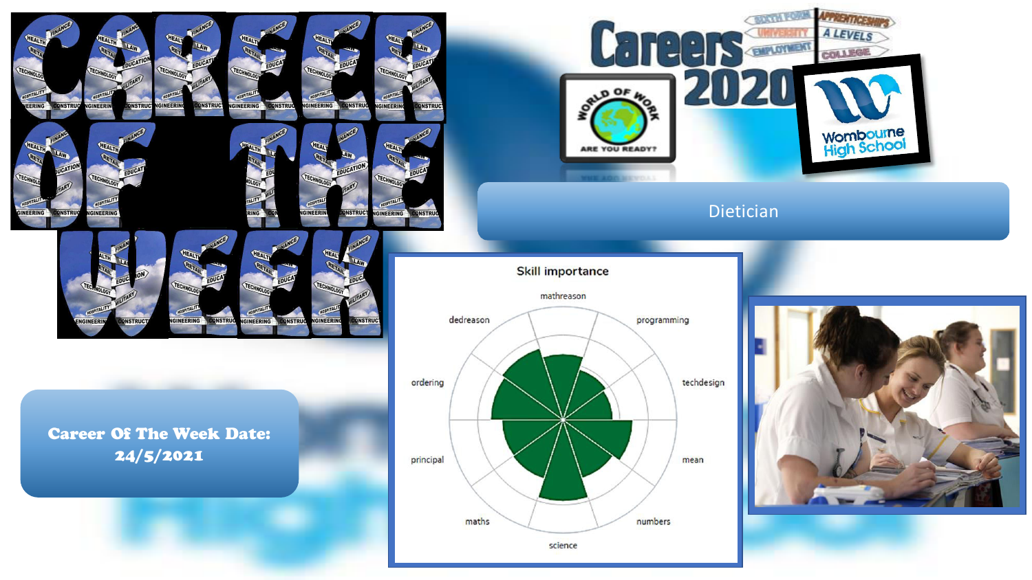# CAREER OF THE WEEK

Careers 2020

SIXTH FORM | APPRENTICESHIPS | UNIVERSITY | A LEVELS | EMPLOYMENT | COLLEGE

WORLD OF WORK — ARE YOU READY?

Wombourne High School

## Dietician

**Career Of The Week Date: 24/5/2021**

### Skill importance

mathreason, programming, techdesign, mean, numbers, science, maths, principal, ordering, dedreason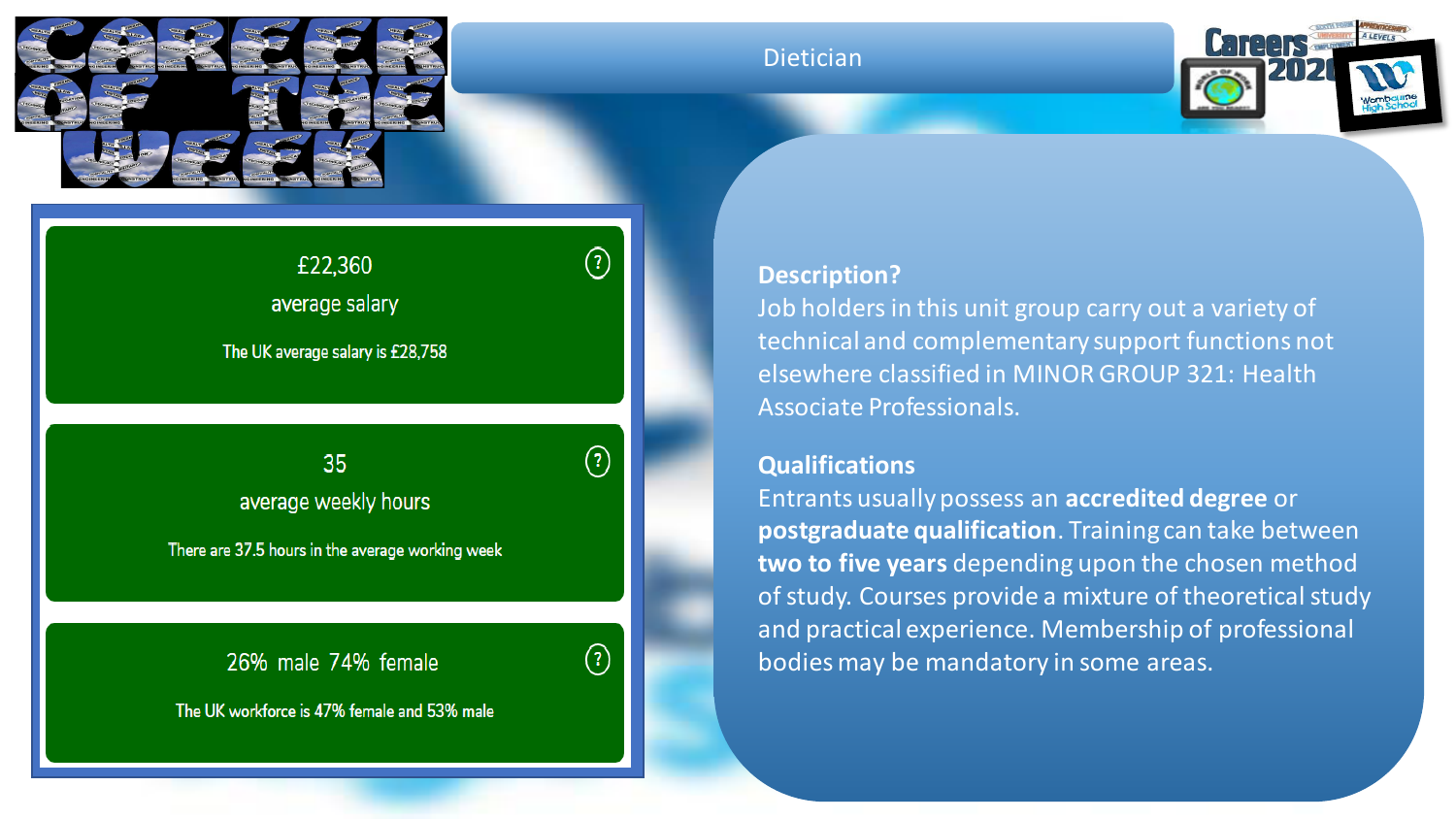# Career of the Week

## Dietician

£22,360
average salary

The UK average salary is £28,758

35
average weekly hours

There are 37.5 hours in the average working week

26% male 74% female

The UK workforce is 47% female and 53% male

**Description?**

Job holders in this unit group carry out a variety of technical and complementary support functions not elsewhere classified in MINOR GROUP 321: Health Associate Professionals.

**Qualifications**

Entrants usually possess an **accredited degree** or **postgraduate qualification**. Training can take between **two to five years** depending upon the chosen method of study. Courses provide a mixture of theoretical study and practical experience. Membership of professional bodies may be mandatory in some areas.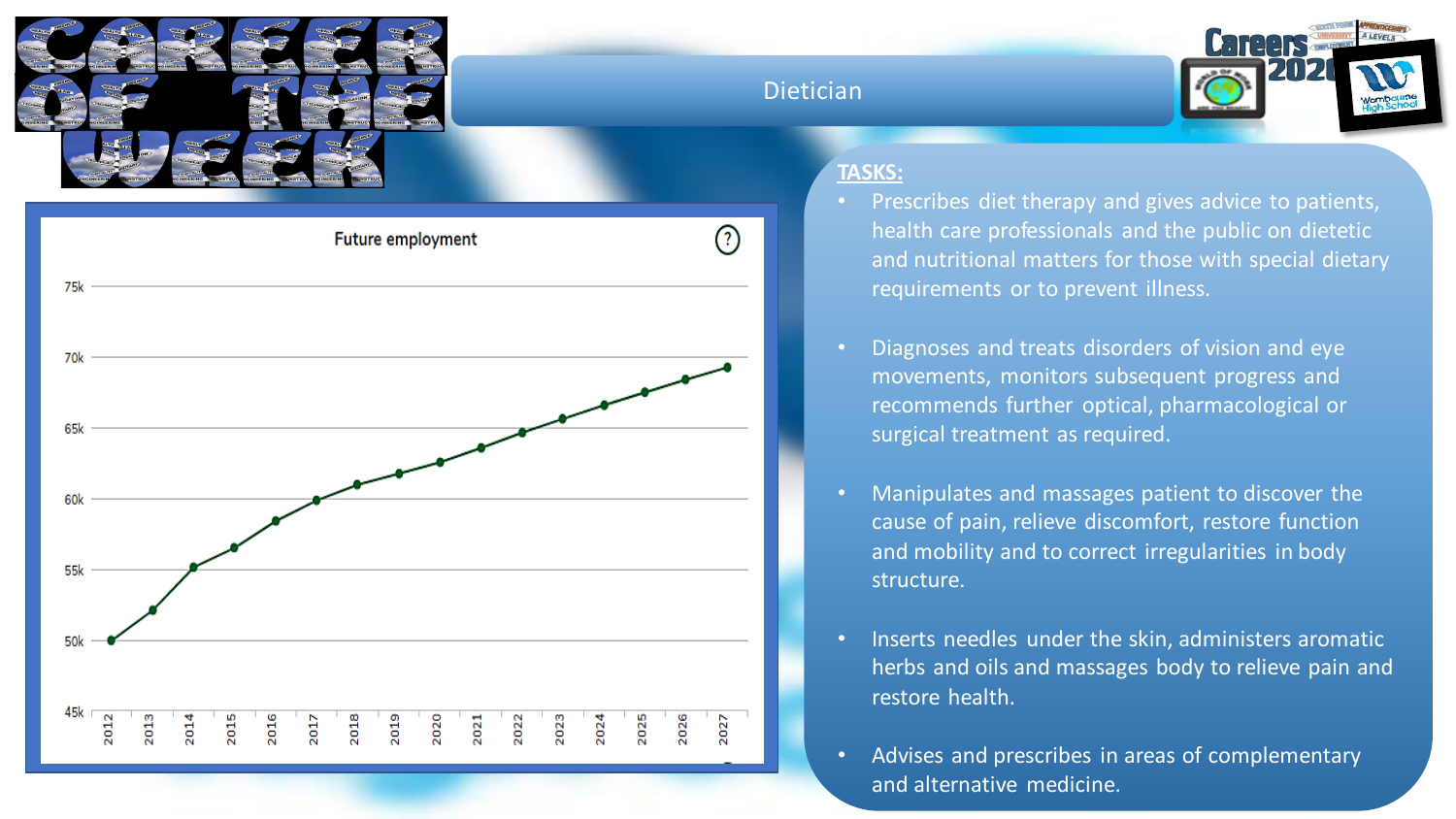# CAREER OF THE WEEK

## Dietician

**Future employment**

| Year | Employment |
|---|---|
| 2012 | 50k |
| 2013 | 52k |
| 2014 | 55k |
| 2015 | 56.5k |
| 2016 | 58.5k |
| 2017 | 60k |
| 2018 | 61k |
| 2019 | 62k |
| 2020 | 62.5k |
| 2021 | 63.5k |
| 2022 | 64.5k |
| 2023 | 65.5k |
| 2024 | 66.5k |
| 2025 | 67.5k |
| 2026 | 68.5k |
| 2027 | 69k |

**TASKS:**

- Prescribes diet therapy and gives advice to patients, health care professionals and the public on dietetic and nutritional matters for those with special dietary requirements or to prevent illness.
- Diagnoses and treats disorders of vision and eye movements, monitors subsequent progress and recommends further optical, pharmacological or surgical treatment as required.
- Manipulates and massages patient to discover the cause of pain, relieve discomfort, restore function and mobility and to correct irregularities in body structure.
- Inserts needles under the skin, administers aromatic herbs and oils and massages body to relieve pain and restore health.
- Advises and prescribes in areas of complementary and alternative medicine.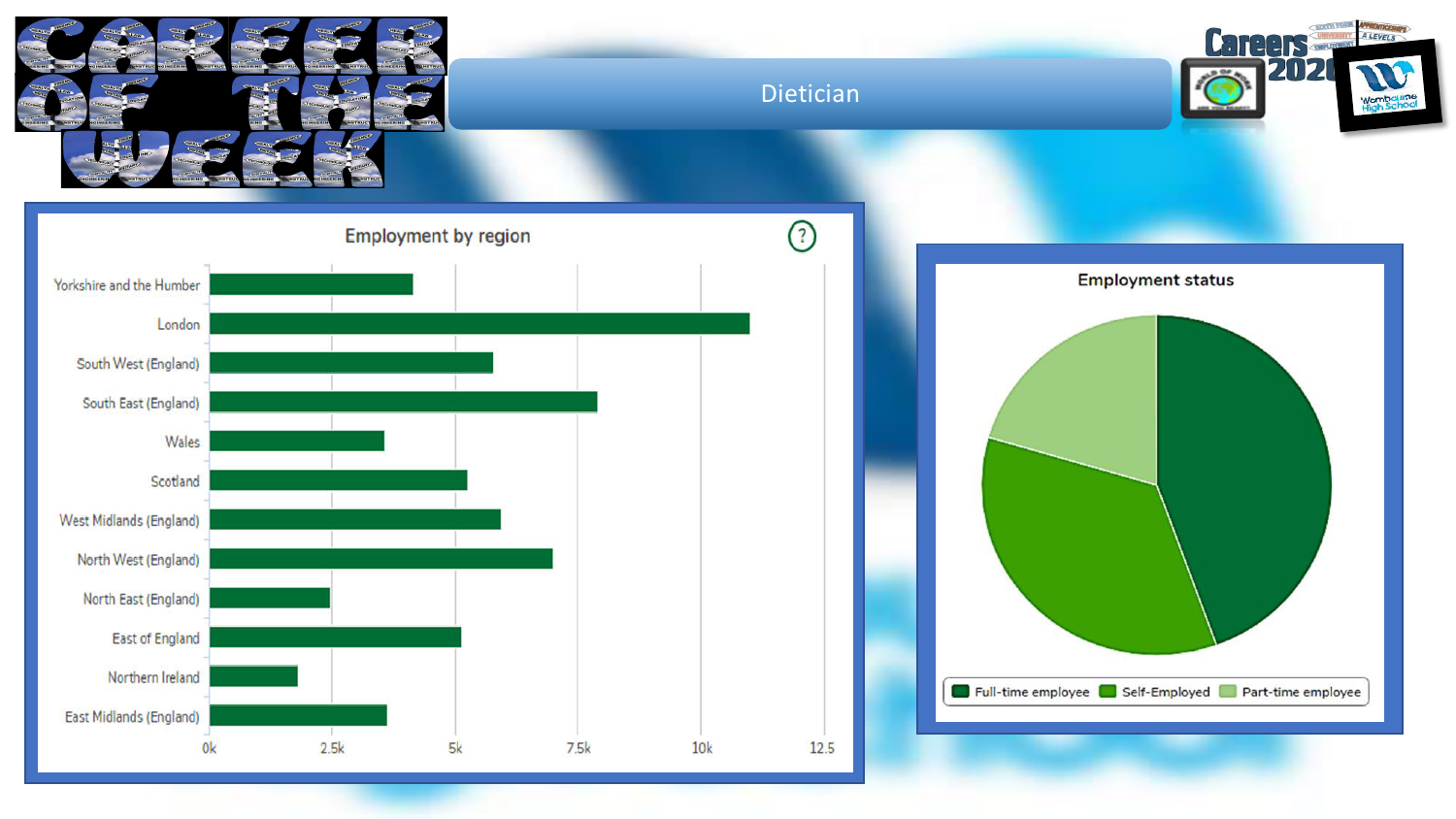# Career of the Week

Careers 2020

Wombwell High School

## Dietician

Employment by region

Yorkshire and the Humber
London
South West (England)
South East (England)
Wales
Scotland
West Midlands (England)
North West (England)
North East (England)
East of England
Northern Ireland
East Midlands (England)

0k
2.5k
5k
7.5k
10k
12.5

Employment status

Full-time employee
Self-Employed
Part-time employee